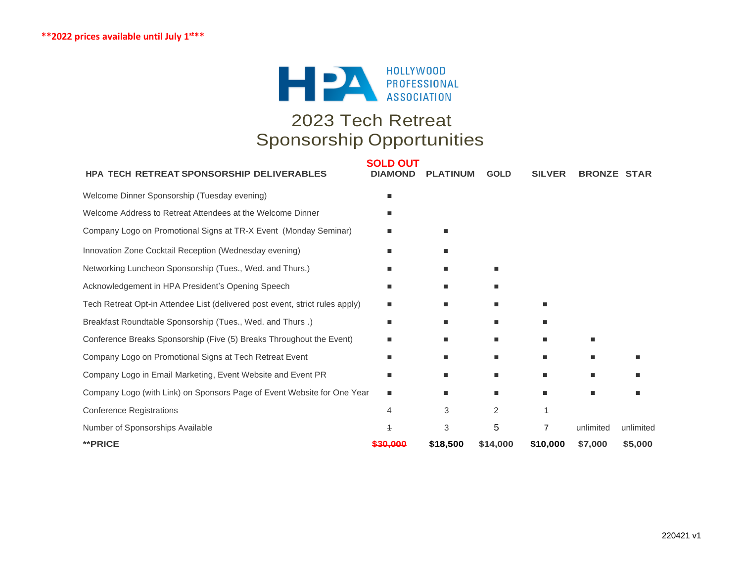**\*\*2022 prices available until July 1st\*\***

HOLLYWOOD PROFESSIONAL ASSOCIATION

# 2023 Tech Retreat
# Sponsorship Opportunities

| HPA TECH RETREAT SPONSORSHIP DELIVERABLES | SOLD OUT DIAMOND | PLATINUM | GOLD | SILVER | BRONZE | STAR |
|---|---|---|---|---|---|---|
| Welcome Dinner Sponsorship (Tuesday evening) | ■ | | | | | |
| Welcome Address to Retreat Attendees at the Welcome Dinner | ■ | | | | | |
| Company Logo on Promotional Signs at TR-X Event (Monday Seminar) | ■ | ■ | | | | |
| Innovation Zone Cocktail Reception (Wednesday evening) | ■ | ■ | | | | |
| Networking Luncheon Sponsorship (Tues., Wed. and Thurs.) | ■ | ■ | ■ | | | |
| Acknowledgement in HPA President's Opening Speech | ■ | ■ | ■ | | | |
| Tech Retreat Opt-in Attendee List (delivered post event, strict rules apply) | ■ | ■ | ■ | ■ | | |
| Breakfast Roundtable Sponsorship (Tues., Wed. and Thurs .) | ■ | ■ | ■ | ■ | | |
| Conference Breaks Sponsorship (Five (5) Breaks Throughout the Event) | ■ | ■ | ■ | ■ | ■ | |
| Company Logo on Promotional Signs at Tech Retreat Event | ■ | ■ | ■ | ■ | ■ | ■ |
| Company Logo in Email Marketing, Event Website and Event PR | ■ | ■ | ■ | ■ | ■ | ■ |
| Company Logo (with Link) on Sponsors Page of Event Website for One Year | ■ | ■ | ■ | ■ | ■ | ■ |
| Conference Registrations | 4 | 3 | 2 | 1 | | |
| Number of Sponsorships Available | ~~1~~ | 3 | 5 | 7 | unlimited | unlimited |
| **\*\*PRICE** | ~~**$30,000**~~ | **$18,500** | **$14,000** | **$10,000** | **$7,000** | **$5,000** |

220421 v1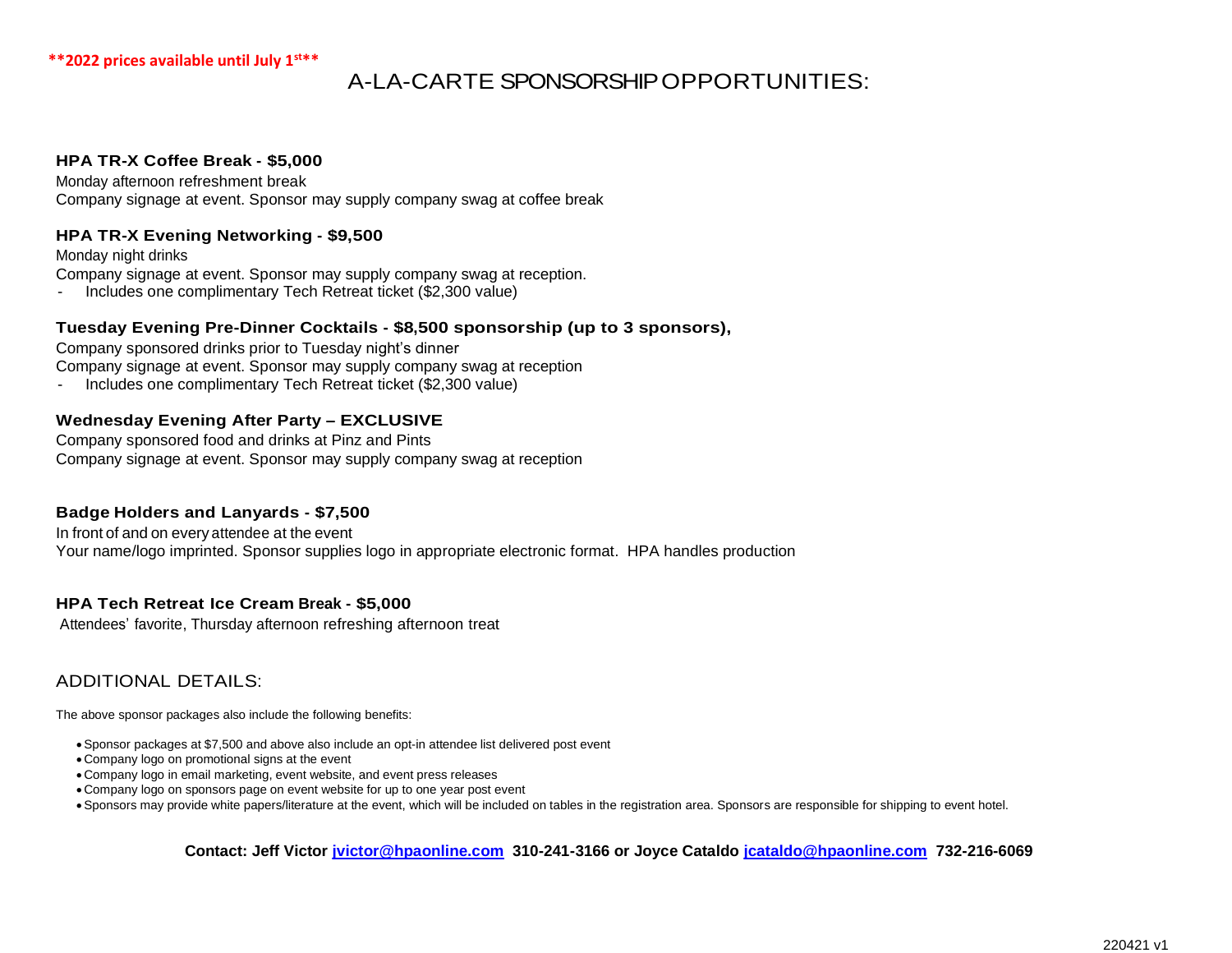**2022 prices available until July 1st**

# A-LA-CARTE SPONSORSHIP OPPORTUNITIES:

**HPA TR-X Coffee Break - $5,000**

Monday afternoon refreshment break
Company signage at event. Sponsor may supply company swag at coffee break

**HPA TR-X Evening Networking - $9,500**

Monday night drinks
Company signage at event. Sponsor may supply company swag at reception.

- Includes one complimentary Tech Retreat ticket ($2,300 value)

**Tuesday Evening Pre-Dinner Cocktails - $8,500 sponsorship (up to 3 sponsors),**

Company sponsored drinks prior to Tuesday night's dinner
Company signage at event. Sponsor may supply company swag at reception

- Includes one complimentary Tech Retreat ticket ($2,300 value)

**Wednesday Evening After Party – EXCLUSIVE**

Company sponsored food and drinks at Pinz and Pints
Company signage at event. Sponsor may supply company swag at reception

**Badge Holders and Lanyards - $7,500**

In front of and on every attendee at the event
Your name/logo imprinted. Sponsor supplies logo in appropriate electronic format. HPA handles production

**HPA Tech Retreat Ice Cream Break - $5,000**

Attendees' favorite, Thursday afternoon refreshing afternoon treat

## ADDITIONAL DETAILS:

The above sponsor packages also include the following benefits:

- Sponsor packages at $7,500 and above also include an opt-in attendee list delivered post event
- Company logo on promotional signs at the event
- Company logo in email marketing, event website, and event press releases
- Company logo on sponsors page on event website for up to one year post event
- Sponsors may provide white papers/literature at the event, which will be included on tables in the registration area. Sponsors are responsible for shipping to event hotel.

**Contact: Jeff Victor jvictor@hpaonline.com 310-241-3166 or Joyce Cataldo jcataldo@hpaonline.com 732-216-6069**

220421 v1